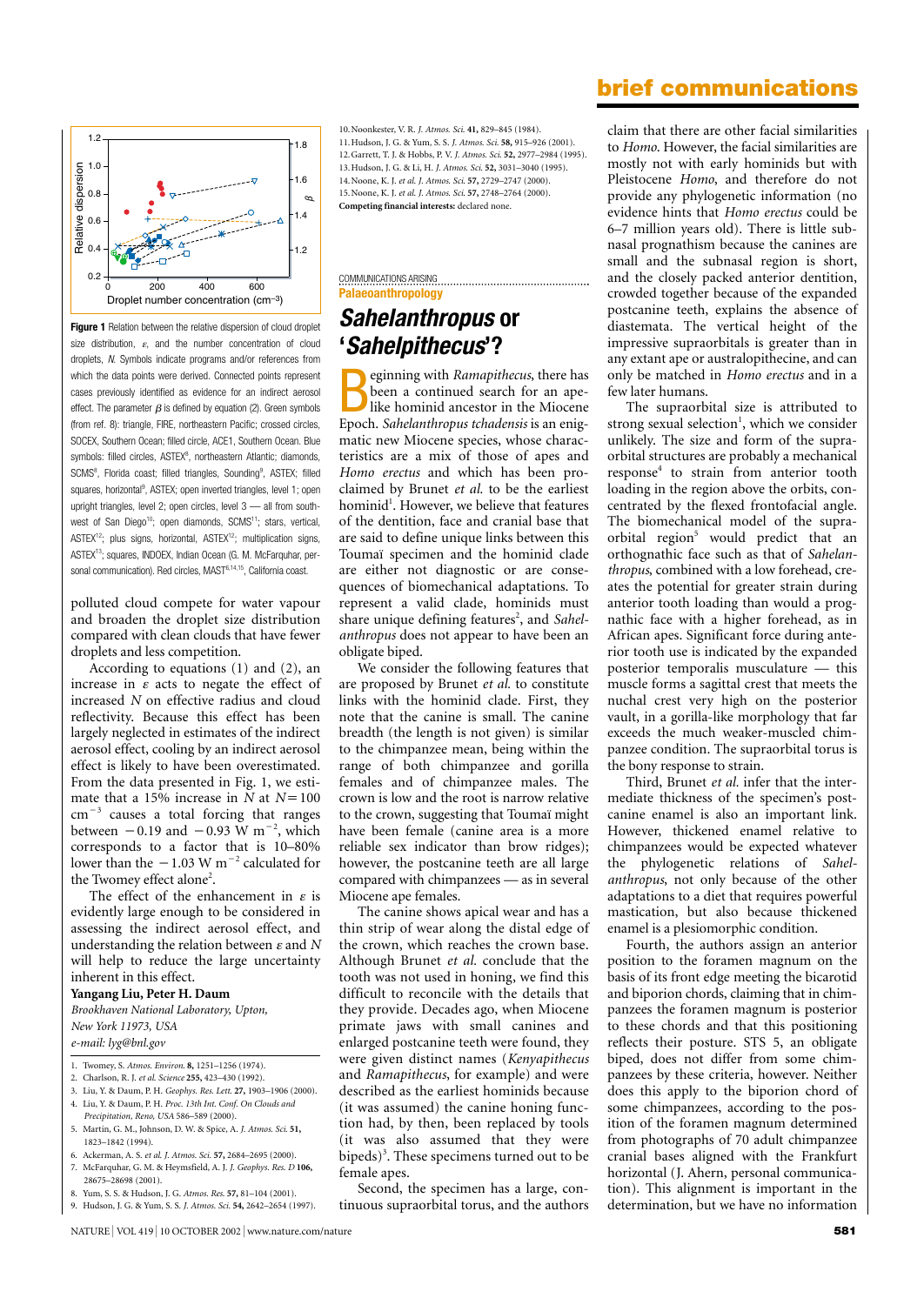1.2

1.0

0.8

0.6

0.4

0.2

Relative dispersion

0

200

400

600

Droplet number concentration (cm$^{-3}$)

1.8

1.6

1.4

1.2

$\beta$

**Figure 1** Relation between the relative dispersion of cloud droplet size distribution, $\varepsilon$, and the number concentration of cloud droplets, $N$. Symbols indicate programs and/or references from which the data points were derived. Connected points represent cases previously identified as evidence for an indirect aerosol effect. The parameter $\beta$ is defined by equation (2). Green symbols (from ref. 8): triangle, FIRE, northeastern Pacific; crossed circles, SOCEX, Southern Ocean; filled circle, ACE1, Southern Ocean. Blue symbols: filled circles, ASTEX[8], northeastern Atlantic; diamonds, SCMS[8], Florida coast; filled triangles, Sounding[9], ASTEX; filled squares, horizontal[9], ASTEX; open inverted triangles, level 1; open upright triangles, level 2; open circles, level 3 — all from southwest of San Diego[10]; open diamonds, SCMS[11]; stars, vertical, ASTEX[12]; plus signs, horizontal, ASTEX[12]; multiplication signs, ASTEX[13]; squares, INDOEX, Indian Ocean (G. M. McFarquhar, personal communication). Red circles, MAST[6,14,15], California coast.

polluted cloud compete for water vapour and broaden the droplet size distribution compared with clean clouds that have fewer droplets and less competition.

According to equations (1) and (2), an increase in $\varepsilon$ acts to negate the effect of increased $N$ on effective radius and cloud reflectivity. Because this effect has been largely neglected in estimates of the indirect aerosol effect, cooling by an indirect aerosol effect is likely to have been overestimated. From the data presented in Fig. 1, we estimate that a 15% increase in $N$ at $N = 100$ cm$^{-3}$ causes a total forcing that ranges between $-0.19$ and $-0.93$ W m$^{-2}$, which corresponds to a factor that is 10–80% lower than the $-1.03$ W m$^{-2}$ calculated for the Twomey effect alone[2].

The effect of the enhancement in $\varepsilon$ is evidently large enough to be considered in assessing the indirect aerosol effect, and understanding the relation between $\varepsilon$ and $N$ will help to reduce the large uncertainty inherent in this effect.

**Yangang Liu, Peter H. Daum**

*Brookhaven National Laboratory, Upton, New York 11973, USA*

*e-mail: lyg@bnl.gov*

1. Twomey, S. *Atmos. Environ.* **8,** 1251–1256 (1974).
2. Charlson, R. J. *et al. Science* **255,** 423–430 (1992).
3. Liu, Y. & Daum, P. H. *Geophys. Res. Lett.* **27,** 1903–1906 (2000).
4. Liu, Y. & Daum, P. H. *Proc. 13th Int. Conf. On Clouds and Precipitation, Reno, USA* 586–589 (2000).
5. Martin, G. M., Johnson, D. W. & Spice, A. *J. Atmos. Sci.* **51,** 1823–1842 (1994).
6. Ackerman, A. S. *et al. J. Atmos. Sci.* **57,** 2684–2695 (2000).
7. McFarquhar, G. M. & Heymsfield, A. J. *J. Geophys. Res. D* **106,** 28675–28698 (2001).
8. Yum, S. S. & Hudson, J. G. *Atmos. Res.* **57,** 81–104 (2001).
9. Hudson, J. G. & Yum, S. S. *J. Atmos. Sci.* **54,** 2642–2654 (1997).
10. Noonkester, V. R. *J. Atmos. Sci.* **41,** 829–845 (1984).
11. Hudson, J. G. & Yum, S. S. *J. Atmos. Sci.* **58,** 915–926 (2001).
12. Garrett, T. J. & Hobbs, P. V. *J. Atmos. Sci.* **52,** 2977–2984 (1995).
13. Hudson, J. G. & Li, H. *J. Atmos. Sci.* **52,** 3031–3040 (1995).
14. Noone, K. J. *et al. J. Atmos. Sci.* **57,** 2729–2747 (2000).
15. Noone, K. J. *et al. J. Atmos. Sci.* **57,** 2748–2764 (2000).

**Competing financial interests:** declared none.

COMMUNICATIONS ARISING

**Palaeoanthropology**

# *Sahelanthropus* or '*Sahelpithecus*'?

Beginning with *Ramapithecus*, there has been a continued search for an apelike hominid ancestor in the Miocene Epoch. *Sahelanthropus tchadensis* is an enigmatic new Miocene species, whose characteristics are a mix of those of apes and *Homo erectus* and which has been proclaimed by Brunet *et al.* to be the earliest hominid[1]. However, we believe that features of the dentition, face and cranial base that are said to define unique links between this Toumaï specimen and the hominid clade are either not diagnostic or are consequences of biomechanical adaptations. To represent a valid clade, hominids must share unique defining features[2], and *Sahelanthropus* does not appear to have been an obligate biped.

We consider the following features that are proposed by Brunet *et al.* to constitute links with the hominid clade. First, they note that the canine is small. The canine breadth (the length is not given) is similar to the chimpanzee mean, being within the range of both chimpanzee and gorilla females and of chimpanzee males. The crown is low and the root is narrow relative to the crown, suggesting that Toumaï might have been female (canine area is a more reliable sex indicator than brow ridges); however, the postcanine teeth are all large compared with chimpanzees — as in several Miocene ape females.

The canine shows apical wear and has a thin strip of wear along the distal edge of the crown, which reaches the crown base. Although Brunet *et al.* conclude that the tooth was not used in honing, we find this difficult to reconcile with the details that they provide. Decades ago, when Miocene primate jaws with small canines and enlarged postcanine teeth were found, they were given distinct names (*Kenyapithecus* and *Ramapithecus*, for example) and were described as the earliest hominids because (it was assumed) the canine honing function had, by then, been replaced by tools (it was also assumed that they were bipeds)[3]. These specimens turned out to be female apes.

Second, the specimen has a large, continuous supraorbital torus, and the authors claim that there are other facial similarities to *Homo*. However, the facial similarities are mostly not with early hominids but with Pleistocene *Homo*, and therefore do not provide any phylogenetic information (no evidence hints that *Homo erectus* could be 6–7 million years old). There is little subnasal prognathism because the canines are small and the subnasal region is short, and the closely packed anterior dentition, crowded together because of the expanded postcanine teeth, explains the absence of diastemata. The vertical height of the impressive supraorbitals is greater than in any extant ape or australopithecine, and can only be matched in *Homo erectus* and in a few later humans.

The supraorbital size is attributed to strong sexual selection[1], which we consider unlikely. The size and form of the supraorbital structures are probably a mechanical response[4] to strain from anterior tooth loading in the region above the orbits, concentrated by the flexed frontofacial angle. The biomechanical model of the supraorbital region[5] would predict that an orthognathic face such as that of *Sahelanthropus*, combined with a low forehead, creates the potential for greater strain during anterior tooth loading than would a prognathic face with a higher forehead, as in African apes. Significant force during anterior tooth use is indicated by the expanded posterior temporalis musculature — this muscle forms a sagittal crest that meets the nuchal crest very high on the posterior vault, in a gorilla-like morphology that far exceeds the much weaker-muscled chimpanzee condition. The supraorbital torus is the bony response to strain.

Third, Brunet *et al.* infer that the intermediate thickness of the specimen's postcanine enamel is also an important link. However, thickened enamel relative to chimpanzees would be expected whatever the phylogenetic relations of *Sahelanthropus*, not only because of the other adaptations to a diet that requires powerful mastication, but also because thickened enamel is a plesiomorphic condition.

Fourth, the authors assign an anterior position to the foramen magnum on the basis of its front edge meeting the bicarotid and biporion chords, claiming that in chimpanzees the foramen magnum is posterior to these chords and that this positioning reflects their posture. STS 5, an obligate biped, does not differ from some chimpanzees by these criteria, however. Neither does this apply to the biporion chord of some chimpanzees, according to the position of the foramen magnum determined from photographs of 70 adult chimpanzee cranial bases aligned with the Frankfurt horizontal (J. Ahern, personal communication). This alignment is important in the determination, but we have no information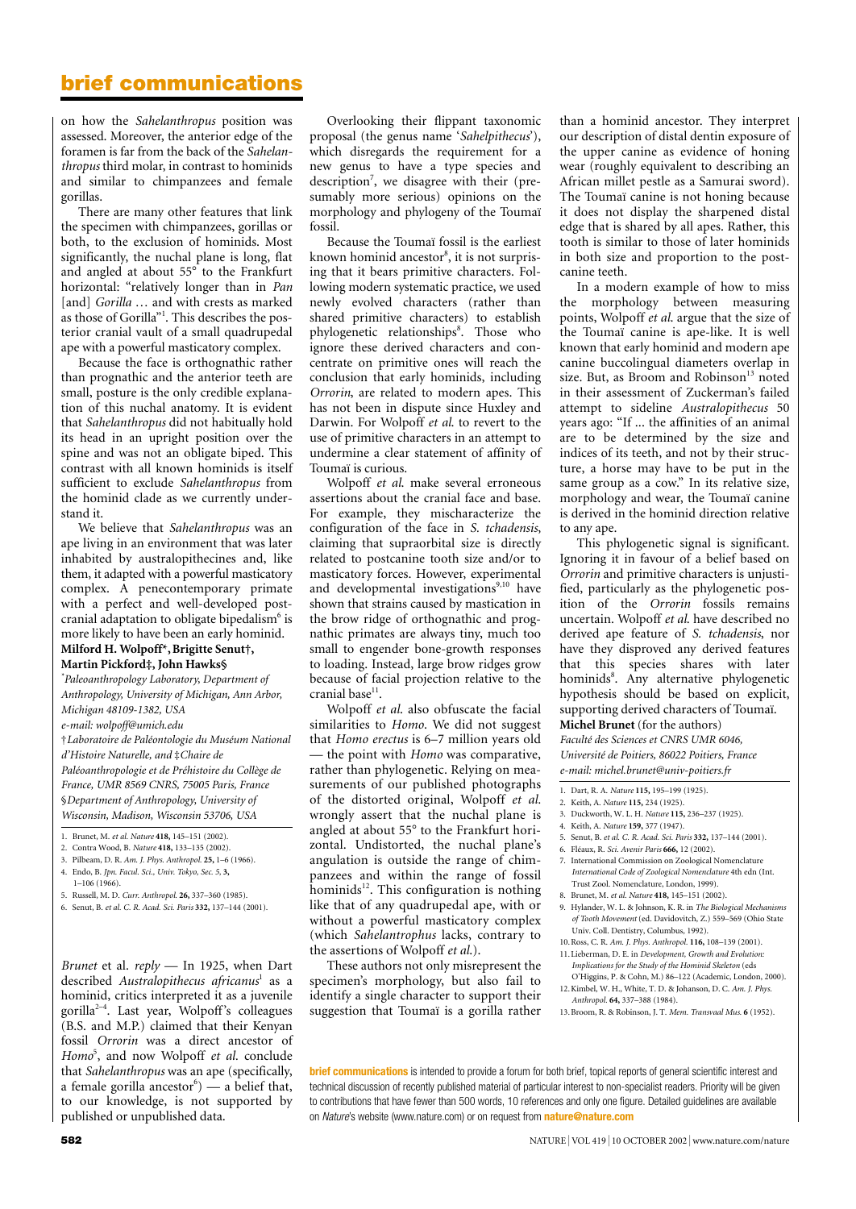on how the *Sahelanthropus* position was assessed. Moreover, the anterior edge of the foramen is far from the back of the *Sahelanthropus* third molar, in contrast to hominids and similar to chimpanzees and female gorillas.

There are many other features that link the specimen with chimpanzees, gorillas or both, to the exclusion of hominids. Most significantly, the nuchal plane is long, flat and angled at about 55° to the Frankfurt horizontal: "relatively longer than in *Pan* [and] *Gorilla* … and with crests as marked as those of Gorilla"[1]. This describes the posterior cranial vault of a small quadrupedal ape with a powerful masticatory complex.

Because the face is orthognathic rather than prognathic and the anterior teeth are small, posture is the only credible explanation of this nuchal anatomy. It is evident that *Sahelanthropus* did not habitually hold its head in an upright position over the spine and was not an obligate biped. This contrast with all known hominids is itself sufficient to exclude *Sahelanthropus* from the hominid clade as we currently understand it.

We believe that *Sahelanthropus* was an ape living in an environment that was later inhabited by australopithecines and, like them, it adapted with a powerful masticatory complex. A penecontemporary primate with a perfect and well-developed postcranial adaptation to obligate bipedalism[6] is more likely to have been an early hominid.

**Milford H. Wolpoff\*, Brigitte Senut†, Martin Pickford‡, John Hawks§**

\*Paleoanthropology Laboratory, Department of Anthropology, University of Michigan, Ann Arbor, Michigan 48109-1382, USA
e-mail: wolpoff@umich.edu

†Laboratoire de Paléontologie du Muséum National d'Histoire Naturelle, and ‡Chaire de Paléoanthropologie et de Préhistoire du Collège de France, UMR 8569 CNRS, 75005 Paris, France

§Department of Anthropology, University of Wisconsin, Madison, Wisconsin 53706, USA

1. Brunet, M. *et al. Nature* **418,** 145–151 (2002).
2. Contra Wood, B. *Nature* **418,** 133–135 (2002).
3. Pilbeam, D. R. *Am. J. Phys. Anthropol.* **25,** 1–6 (1966).
4. Endo, B. *Jpn. Facul. Sci., Univ. Tokyo, Sec. 5,* **3,** 1–106 (1966).
5. Russell, M. D. *Curr. Anthropol.* **26,** 337–360 (1985).
6. Senut, B. *et al. C. R. Acad. Sci. Paris* **332,** 137–144 (2001).

*Brunet* et al. *reply* — In 1925, when Dart described *Australopithecus africanus*[1] as a hominid, critics interpreted it as a juvenile gorilla[2–4]. Last year, Wolpoff's colleagues (B.S. and M.P.) claimed that their Kenyan fossil *Orrorin* was a direct ancestor of *Homo*[5], and now Wolpoff *et al.* conclude that *Sahelanthropus* was an ape (specifically, a female gorilla ancestor[6]) — a belief that, to our knowledge, is not supported by published or unpublished data.

Overlooking their flippant taxonomic proposal (the genus name '*Sahelpithecus*'), which disregards the requirement for a new genus to have a type species and description[7], we disagree with their (presumably more serious) opinions on the morphology and phylogeny of the Toumaï fossil.

Because the Toumaï fossil is the earliest known hominid ancestor[8], it is not surprising that it bears primitive characters. Following modern systematic practice, we used newly evolved characters (rather than shared primitive characters) to establish phylogenetic relationships[8]. Those who ignore these derived characters and concentrate on primitive ones will reach the conclusion that early hominids, including *Orrorin*, are related to modern apes. This has not been in dispute since Huxley and Darwin. For Wolpoff *et al.* to revert to the use of primitive characters in an attempt to undermine a clear statement of affinity of Toumaï is curious.

Wolpoff *et al.* make several erroneous assertions about the cranial face and base. For example, they mischaracterize the configuration of the face in *S. tchadensis*, claiming that supraorbital size is directly related to postcanine tooth size and/or to masticatory forces. However, experimental and developmental investigations[9,10] have shown that strains caused by mastication in the brow ridge of orthognathic and prognathic primates are always tiny, much too small to engender bone-growth responses to loading. Instead, large brow ridges grow because of facial projection relative to the cranial base[11].

Wolpoff *et al.* also obfuscate the facial similarities to *Homo*. We did not suggest that *Homo erectus* is 6–7 million years old — the point with *Homo* was comparative, rather than phylogenetic. Relying on measurements of our published photographs of the distorted original, Wolpoff *et al.* wrongly assert that the nuchal plane is angled at about 55° to the Frankfurt horizontal. Undistorted, the nuchal plane's angulation is outside the range of chimpanzees and within the range of fossil hominids[12]. This configuration is nothing like that of any quadrupedal ape, with or without a powerful masticatory complex (which *Sahelantrophus* lacks, contrary to the assertions of Wolpoff *et al.*).

These authors not only misrepresent the specimen's morphology, but also fail to identify a single character to support their suggestion that Toumaï is a gorilla rather than a hominid ancestor. They interpret our description of distal dentin exposure of the upper canine as evidence of honing wear (roughly equivalent to describing an African millet pestle as a Samurai sword). The Toumaï canine is not honing because it does not display the sharpened distal edge that is shared by all apes. Rather, this tooth is similar to those of later hominids in both size and proportion to the postcanine teeth.

In a modern example of how to miss the morphology between measuring points, Wolpoff *et al.* argue that the size of the Toumaï canine is ape-like. It is well known that early hominid and modern ape canine buccolingual diameters overlap in size. But, as Broom and Robinson[13] noted in their assessment of Zuckerman's failed attempt to sideline *Australopithecus* 50 years ago: "If ... the affinities of an animal are to be determined by the size and indices of its teeth, and not by their structure, a horse may have to be put in the same group as a cow." In its relative size, morphology and wear, the Toumaï canine is derived in the hominid direction relative to any ape.

This phylogenetic signal is significant. Ignoring it in favour of a belief based on *Orrorin* and primitive characters is unjustified, particularly as the phylogenetic position of the *Orrorin* fossils remains uncertain. Wolpoff *et al.* have described no derived ape feature of *S. tchadensis*, nor have they disproved any derived features that this species shares with later hominids[8]. Any alternative phylogenetic hypothesis should be based on explicit, supporting derived characters of Toumaï.

**Michel Brunet** (for the authors)

*Faculté des Sciences et CNRS UMR 6046, Université de Poitiers, 86022 Poitiers, France*
*e-mail: michel.brunet@univ-poitiers.fr*

1. Dart, R. A. *Nature* **115,** 195–199 (1925).
2. Keith, A. *Nature* **115,** 234 (1925).
3. Duckworth, W. L. H. *Nature* **115,** 236–237 (1925).
4. Keith, A. *Nature* **159,** 377 (1947).
5. Senut, B. *et al. C. R. Acad. Sci. Paris* **332,** 137–144 (2001).
6. Fléaux, R. *Sci. Avenir Paris* **666,** 12 (2002).
7. International Commission on Zoological Nomenclature *International Code of Zoological Nomenclature* 4th edn (Int. Trust Zool. Nomenclature, London, 1999).
8. Brunet, M. *et al. Nature* **418,** 145–151 (2002).
9. Hylander, W. L. & Johnson, K. R. in *The Biological Mechanisms of Tooth Movement* (ed. Davidovitch, Z.) 559–569 (Ohio State Univ. Coll. Dentistry, Columbus, 1992).
10. Ross, C. R. *Am. J. Phys. Anthropol.* **116,** 108–139 (2001).
11. Lieberman, D. E. in *Development, Growth and Evolution: Implications for the Study of the Hominid Skeleton* (eds O'Higgins, P. & Cohn, M.) 86–122 (Academic, London, 2000).
12. Kimbel, W. H., White, T. D. & Johanson, D. C. *Am. J. Phys. Anthropol.* **64,** 337–388 (1984).
13. Broom, R. & Robinson, J. T. *Mem. Transvaal Mus.* **6** (1952).

**brief communications** is intended to provide a forum for both brief, topical reports of general scientific interest and technical discussion of recently published material of particular interest to non-specialist readers. Priority will be given to contributions that have fewer than 500 words, 10 references and only one figure. Detailed guidelines are available on *Nature*'s website (www.nature.com) or on request from **nature@nature.com**